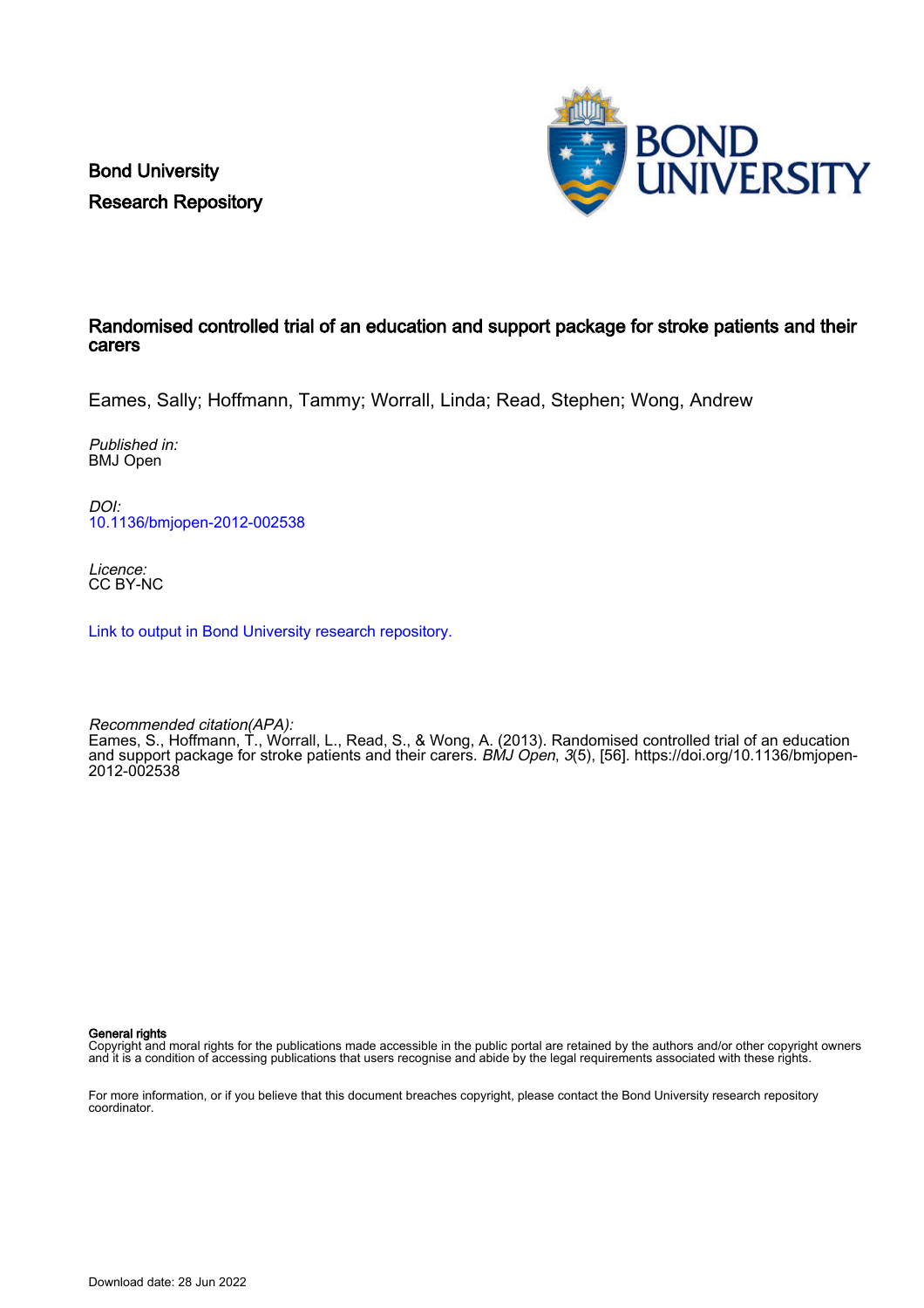Bond University
Research Repository

# Randomised controlled trial of an education and support package for stroke patients and their carers

Eames, Sally; Hoffmann, Tammy; Worrall, Linda; Read, Stephen; Wong, Andrew

*Published in:*
BMJ Open

*DOI:*
10.1136/bmjopen-2012-002538

*Licence:*
CC BY-NC

Link to output in Bond University research repository.

*Recommended citation(APA):*
Eames, S., Hoffmann, T., Worrall, L., Read, S., & Wong, A. (2013). Randomised controlled trial of an education and support package for stroke patients and their carers. *BMJ Open*, *3*(5), [56]. https://doi.org/10.1136/bmjopen-2012-002538

**General rights**
Copyright and moral rights for the publications made accessible in the public portal are retained by the authors and/or other copyright owners and it is a condition of accessing publications that users recognise and abide by the legal requirements associated with these rights.

For more information, or if you believe that this document breaches copyright, please contact the Bond University research repository coordinator.

Download date: 28 Jun 2022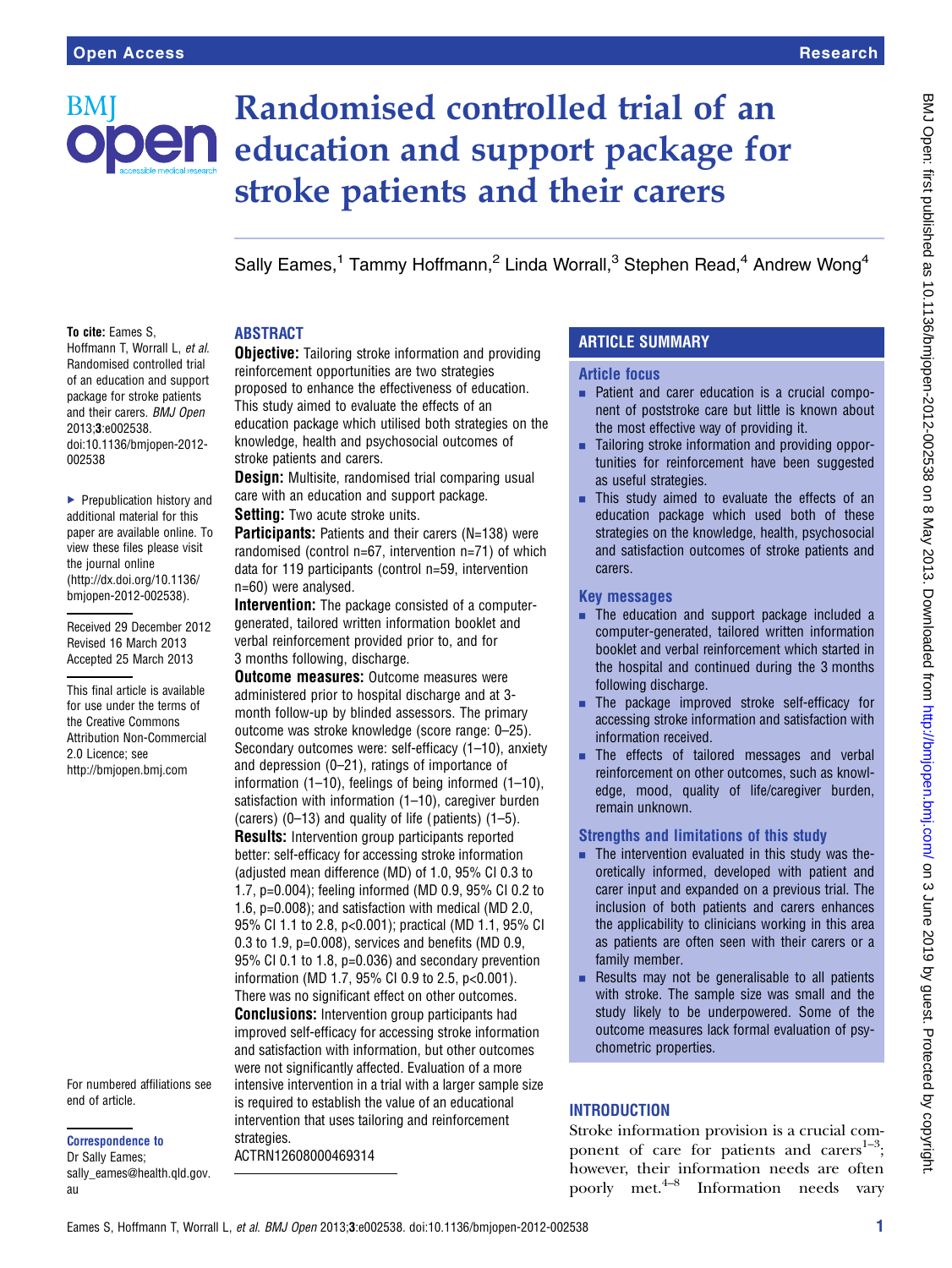# Randomised controlled trial of an education and support package for stroke patients and their carers

Sally Eames,[1] Tammy Hoffmann,[2] Linda Worrall,[3] Stephen Read,[4] Andrew Wong[4]

**To cite:** Eames S, Hoffmann T, Worrall L, *et al*. Randomised controlled trial of an education and support package for stroke patients and their carers. *BMJ Open* 2013;**3**:e002538. doi:10.1136/bmjopen-2012-002538

▸ Prepublication history and additional material for this paper are available online. To view these files please visit the journal online (http://dx.doi.org/10.1136/bmjopen-2012-002538).

Received 29 December 2012
Revised 16 March 2013
Accepted 25 March 2013

This final article is available for use under the terms of the Creative Commons Attribution Non-Commercial 2.0 Licence; see http://bmjopen.bmj.com

For numbered affiliations see end of article.

**Correspondence to**
Dr Sally Eames;
sally_eames@health.qld.gov.au

## ABSTRACT

**Objective:** Tailoring stroke information and providing reinforcement opportunities are two strategies proposed to enhance the effectiveness of education. This study aimed to evaluate the effects of an education package which utilised both strategies on the knowledge, health and psychosocial outcomes of stroke patients and carers.

**Design:** Multisite, randomised trial comparing usual care with an education and support package.

**Setting:** Two acute stroke units.

**Participants:** Patients and their carers (N=138) were randomised (control n=67, intervention n=71) of which data for 119 participants (control n=59, intervention n=60) were analysed.

**Intervention:** The package consisted of a computer-generated, tailored written information booklet and verbal reinforcement provided prior to, and for 3 months following, discharge.

**Outcome measures:** Outcome measures were administered prior to hospital discharge and at 3-month follow-up by blinded assessors. The primary outcome was stroke knowledge (score range: 0–25). Secondary outcomes were: self-efficacy (1–10), anxiety and depression (0–21), ratings of importance of information (1–10), feelings of being informed (1–10), satisfaction with information (1–10), caregiver burden (carers) (0–13) and quality of life (patients) (1–5).

**Results:** Intervention group participants reported better: self-efficacy for accessing stroke information (adjusted mean difference (MD) of 1.0, 95% CI 0.3 to 1.7, p=0.004); feeling informed (MD 0.9, 95% CI 0.2 to 1.6, p=0.008); and satisfaction with medical (MD 2.0, 95% CI 1.1 to 2.8, p<0.001); practical (MD 1.1, 95% CI 0.3 to 1.9, p=0.008), services and benefits (MD 0.9, 95% CI 0.1 to 1.8, p=0.036) and secondary prevention information (MD 1.7, 95% CI 0.9 to 2.5, p<0.001). There was no significant effect on other outcomes.

**Conclusions:** Intervention group participants had improved self-efficacy for accessing stroke information and satisfaction with information, but other outcomes were not significantly affected. Evaluation of a more intensive intervention in a trial with a larger sample size is required to establish the value of an educational intervention that uses tailoring and reinforcement strategies.

ACTRN12608000469314

## ARTICLE SUMMARY

### Article focus

- Patient and carer education is a crucial component of poststroke care but little is known about the most effective way of providing it.
- Tailoring stroke information and providing opportunities for reinforcement have been suggested as useful strategies.
- This study aimed to evaluate the effects of an education package which used both of these strategies on the knowledge, health, psychosocial and satisfaction outcomes of stroke patients and carers.

### Key messages

- The education and support package included a computer-generated, tailored written information booklet and verbal reinforcement which started in the hospital and continued during the 3 months following discharge.
- The package improved stroke self-efficacy for accessing stroke information and satisfaction with information received.
- The effects of tailored messages and verbal reinforcement on other outcomes, such as knowledge, mood, quality of life/caregiver burden, remain unknown.

### Strengths and limitations of this study

- The intervention evaluated in this study was theoretically informed, developed with patient and carer input and expanded on a previous trial. The inclusion of both patients and carers enhances the applicability to clinicians working in this area as patients are often seen with their carers or a family member.
- Results may not be generalisable to all patients with stroke. The sample size was small and the study likely to be underpowered. Some of the outcome measures lack formal evaluation of psychometric properties.

## INTRODUCTION

Stroke information provision is a crucial component of care for patients and carers[1–3]; however, their information needs are often poorly met.[4–8] Information needs vary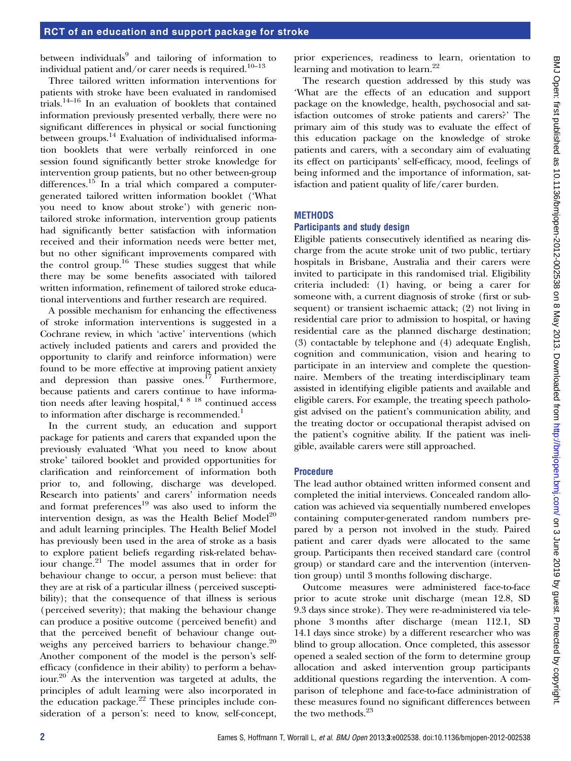between individuals[9] and tailoring of information to individual patient and/or carer needs is required.[10–13]

Three tailored written information interventions for patients with stroke have been evaluated in randomised trials.[14–16] In an evaluation of booklets that contained information previously presented verbally, there were no significant differences in physical or social functioning between groups.[14] Evaluation of individualised information booklets that were verbally reinforced in one session found significantly better stroke knowledge for intervention group patients, but no other between-group differences.[15] In a trial which compared a computer-generated tailored written information booklet ('What you need to know about stroke') with generic non-tailored stroke information, intervention group patients had significantly better satisfaction with information received and their information needs were better met, but no other significant improvements compared with the control group.[16] These studies suggest that while there may be some benefits associated with tailored written information, refinement of tailored stroke educational interventions and further research are required.

A possible mechanism for enhancing the effectiveness of stroke information interventions is suggested in a Cochrane review, in which 'active' interventions (which actively included patients and carers and provided the opportunity to clarify and reinforce information) were found to be more effective at improving patient anxiety and depression than passive ones.[17] Furthermore, because patients and carers continue to have information needs after leaving hospital,[4 8 18] continued access to information after discharge is recommended.[1]

In the current study, an education and support package for patients and carers that expanded upon the previously evaluated 'What you need to know about stroke' tailored booklet and provided opportunities for clarification and reinforcement of information both prior to, and following, discharge was developed. Research into patients' and carers' information needs and format preferences[19] was also used to inform the intervention design, as was the Health Belief Model[20] and adult learning principles. The Health Belief Model has previously been used in the area of stroke as a basis to explore patient beliefs regarding risk-related behaviour change.[21] The model assumes that in order for behaviour change to occur, a person must believe: that they are at risk of a particular illness (perceived susceptibility); that the consequence of that illness is serious (perceived severity); that making the behaviour change can produce a positive outcome (perceived benefit) and that the perceived benefit of behaviour change outweighs any perceived barriers to behaviour change.[20] Another component of the model is the person's self-efficacy (confidence in their ability) to perform a behaviour.[20] As the intervention was targeted at adults, the principles of adult learning were also incorporated in the education package.[22] These principles include consideration of a person's: need to know, self-concept, prior experiences, readiness to learn, orientation to learning and motivation to learn.[22]

The research question addressed by this study was 'What are the effects of an education and support package on the knowledge, health, psychosocial and satisfaction outcomes of stroke patients and carers?' The primary aim of this study was to evaluate the effect of this education package on the knowledge of stroke patients and carers, with a secondary aim of evaluating its effect on participants' self-efficacy, mood, feelings of being informed and the importance of information, satisfaction and patient quality of life/carer burden.

## METHODS

### Participants and study design

Eligible patients consecutively identified as nearing discharge from the acute stroke unit of two public, tertiary hospitals in Brisbane, Australia and their carers were invited to participate in this randomised trial. Eligibility criteria included: (1) having, or being a carer for someone with, a current diagnosis of stroke (first or subsequent) or transient ischaemic attack; (2) not living in residential care prior to admission to hospital, or having residential care as the planned discharge destination; (3) contactable by telephone and (4) adequate English, cognition and communication, vision and hearing to participate in an interview and complete the questionnaire. Members of the treating interdisciplinary team assisted in identifying eligible patients and available and eligible carers. For example, the treating speech pathologist advised on the patient's communication ability, and the treating doctor or occupational therapist advised on the patient's cognitive ability. If the patient was ineligible, available carers were still approached.

### Procedure

The lead author obtained written informed consent and completed the initial interviews. Concealed random allocation was achieved via sequentially numbered envelopes containing computer-generated random numbers prepared by a person not involved in the study. Paired patient and carer dyads were allocated to the same group. Participants then received standard care (control group) or standard care and the intervention (intervention group) until 3 months following discharge.

Outcome measures were administered face-to-face prior to acute stroke unit discharge (mean 12.8, SD 9.3 days since stroke). They were re-administered via telephone 3 months after discharge (mean 112.1, SD 14.1 days since stroke) by a different researcher who was blind to group allocation. Once completed, this assessor opened a sealed section of the form to determine group allocation and asked intervention group participants additional questions regarding the intervention. A comparison of telephone and face-to-face administration of these measures found no significant differences between the two methods.[23]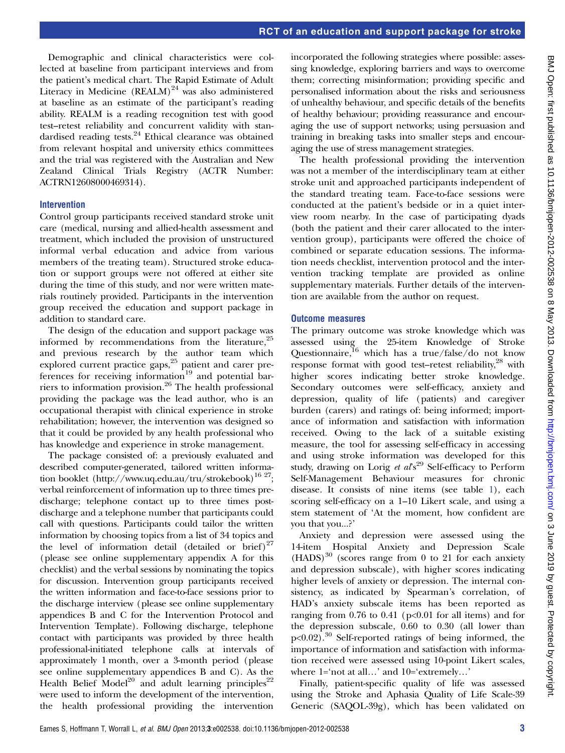Demographic and clinical characteristics were collected at baseline from participant interviews and from the patient's medical chart. The Rapid Estimate of Adult Literacy in Medicine (REALM)[24] was also administered at baseline as an estimate of the participant's reading ability. REALM is a reading recognition test with good test–retest reliability and concurrent validity with standardised reading tests.[24] Ethical clearance was obtained from relevant hospital and university ethics committees and the trial was registered with the Australian and New Zealand Clinical Trials Registry (ACTR Number: ACTRN12608000469314).

### Intervention

Control group participants received standard stroke unit care (medical, nursing and allied-health assessment and treatment, which included the provision of unstructured informal verbal education and advice from various members of the treating team). Structured stroke education or support groups were not offered at either site during the time of this study, and nor were written materials routinely provided. Participants in the intervention group received the education and support package in addition to standard care.

The design of the education and support package was informed by recommendations from the literature,[25] and previous research by the author team which explored current practice gaps,[25] patient and carer preferences for receiving information[19] and potential barriers to information provision.[26] The health professional providing the package was the lead author, who is an occupational therapist with clinical experience in stroke rehabilitation; however, the intervention was designed so that it could be provided by any health professional who has knowledge and experience in stroke management.

The package consisted of: a previously evaluated and described computer-generated, tailored written information booklet (http://www.uq.edu.au/tru/strokebook)[16 27]; verbal reinforcement of information up to three times predischarge; telephone contact up to three times post-discharge and a telephone number that participants could call with questions. Participants could tailor the written information by choosing topics from a list of 34 topics and the level of information detail (detailed or brief)[27] (please see online supplementary appendix A for this checklist) and the verbal sessions by nominating the topics for discussion. Intervention group participants received the written information and face-to-face sessions prior to the discharge interview (please see online supplementary appendices B and C for the Intervention Protocol and Intervention Template). Following discharge, telephone contact with participants was provided by three health professional-initiated telephone calls at intervals of approximately 1 month, over a 3-month period (please see online supplementary appendices B and C). As the Health Belief Model[20] and adult learning principles[22] were used to inform the development of the intervention, the health professional providing the intervention incorporated the following strategies where possible: assessing knowledge, exploring barriers and ways to overcome them; correcting misinformation; providing specific and personalised information about the risks and seriousness of unhealthy behaviour, and specific details of the benefits of healthy behaviour; providing reassurance and encouraging the use of support networks; using persuasion and training in breaking tasks into smaller steps and encouraging the use of stress management strategies.

The health professional providing the intervention was not a member of the interdisciplinary team at either stroke unit and approached participants independent of the standard treating team. Face-to-face sessions were conducted at the patient's bedside or in a quiet interview room nearby. In the case of participating dyads (both the patient and their carer allocated to the intervention group), participants were offered the choice of combined or separate education sessions. The information needs checklist, intervention protocol and the intervention tracking template are provided as online supplementary materials. Further details of the intervention are available from the author on request.

### Outcome measures

The primary outcome was stroke knowledge which was assessed using the 25-item Knowledge of Stroke Questionnaire,[16] which has a true/false/do not know response format with good test–retest reliability,[28] with higher scores indicating better stroke knowledge. Secondary outcomes were self-efficacy, anxiety and depression, quality of life (patients) and caregiver burden (carers) and ratings of: being informed; importance of information and satisfaction with information received. Owing to the lack of a suitable existing measure, the tool for assessing self-efficacy in accessing and using stroke information was developed for this study, drawing on Lorig *et al*'s[29] Self-efficacy to Perform Self-Management Behaviour measures for chronic disease. It consists of nine items (see table 1), each scoring self-efficacy on a 1–10 Likert scale, and using a stem statement of 'At the moment, how confident are you that you...?'

Anxiety and depression were assessed using the 14-item Hospital Anxiety and Depression Scale (HADS)[30] (scores range from 0 to 21 for each anxiety and depression subscale), with higher scores indicating higher levels of anxiety or depression. The internal consistency, as indicated by Spearman's correlation, of HAD's anxiety subscale items has been reported as ranging from 0.76 to 0.41 ($p<0.01$ for all items) and for the depression subscale, 0.60 to 0.30 (all lower than $p<0.02$).[30] Self-reported ratings of being informed, the importance of information and satisfaction with information received were assessed using 10-point Likert scales, where 1='not at all…' and 10='extremely…'

Finally, patient-specific quality of life was assessed using the Stroke and Aphasia Quality of Life Scale-39 Generic (SAQOL-39g), which has been validated on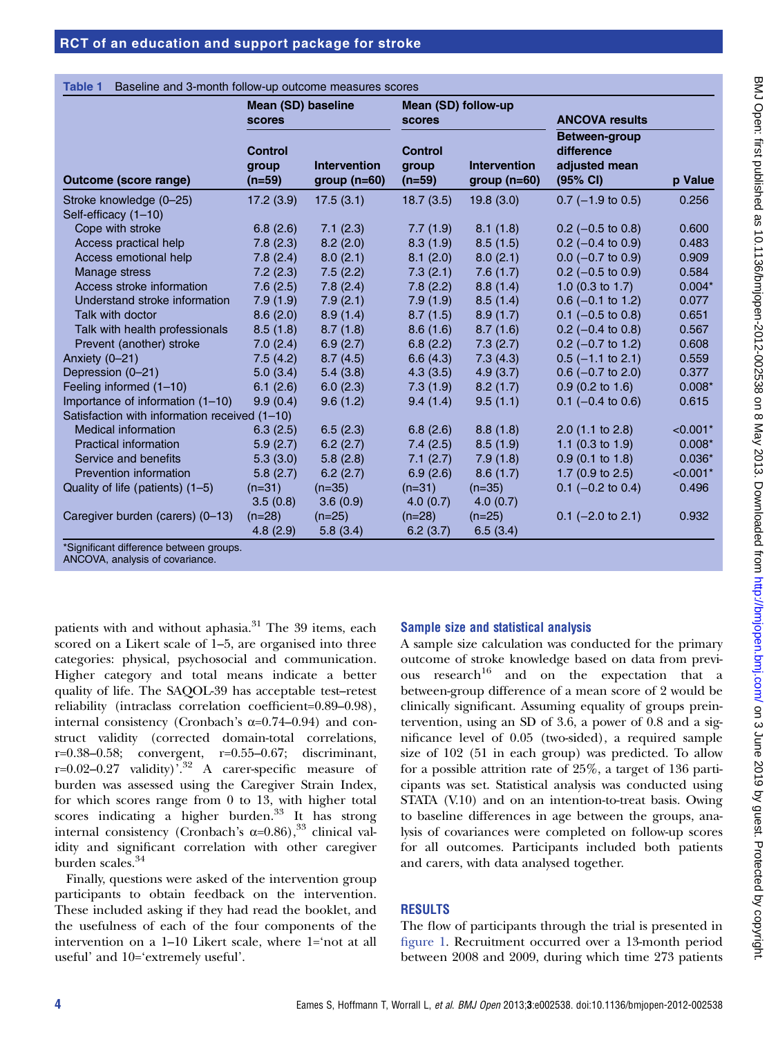Table 1 Baseline and 3-month follow-up outcome measures scores

| Outcome (score range) | Mean (SD) baseline scores | | Mean (SD) follow-up scores | | ANCOVA results | |
|---|---|---|---|---|---|---|
| | Control group (n=59) | Intervention group (n=60) | Control group (n=59) | Intervention group (n=60) | Between-group difference adjusted mean (95% CI) | p Value |
| Stroke knowledge (0–25) | 17.2 (3.9) | 17.5 (3.1) | 18.7 (3.5) | 19.8 (3.0) | 0.7 (−1.9 to 0.5) | 0.256 |
| Self-efficacy (1–10) | | | | | | |
| Cope with stroke | 6.8 (2.6) | 7.1 (2.3) | 7.7 (1.9) | 8.1 (1.8) | 0.2 (−0.5 to 0.8) | 0.600 |
| Access practical help | 7.8 (2.3) | 8.2 (2.0) | 8.3 (1.9) | 8.5 (1.5) | 0.2 (−0.4 to 0.9) | 0.483 |
| Access emotional help | 7.8 (2.4) | 8.0 (2.1) | 8.1 (2.0) | 8.0 (2.1) | 0.0 (−0.7 to 0.9) | 0.909 |
| Manage stress | 7.2 (2.3) | 7.5 (2.2) | 7.3 (2.1) | 7.6 (1.7) | 0.2 (−0.5 to 0.9) | 0.584 |
| Access stroke information | 7.6 (2.5) | 7.8 (2.4) | 7.8 (2.2) | 8.8 (1.4) | 1.0 (0.3 to 1.7) | 0.004* |
| Understand stroke information | 7.9 (1.9) | 7.9 (2.1) | 7.9 (1.9) | 8.5 (1.4) | 0.6 (−0.1 to 1.2) | 0.077 |
| Talk with doctor | 8.6 (2.0) | 8.9 (1.4) | 8.7 (1.5) | 8.9 (1.7) | 0.1 (−0.5 to 0.8) | 0.651 |
| Talk with health professionals | 8.5 (1.8) | 8.7 (1.8) | 8.6 (1.6) | 8.7 (1.6) | 0.2 (−0.4 to 0.8) | 0.567 |
| Prevent (another) stroke | 7.0 (2.4) | 6.9 (2.7) | 6.8 (2.2) | 7.3 (2.7) | 0.2 (−0.7 to 1.2) | 0.608 |
| Anxiety (0–21) | 7.5 (4.2) | 8.7 (4.5) | 6.6 (4.3) | 7.3 (4.3) | 0.5 (−1.1 to 2.1) | 0.559 |
| Depression (0–21) | 5.0 (3.4) | 5.4 (3.8) | 4.3 (3.5) | 4.9 (3.7) | 0.6 (−0.7 to 2.0) | 0.377 |
| Feeling informed (1–10) | 6.1 (2.6) | 6.0 (2.3) | 7.3 (1.9) | 8.2 (1.7) | 0.9 (0.2 to 1.6) | 0.008* |
| Importance of information (1–10) | 9.9 (0.4) | 9.6 (1.2) | 9.4 (1.4) | 9.5 (1.1) | 0.1 (−0.4 to 0.6) | 0.615 |
| Satisfaction with information received (1–10) | | | | | | |
| Medical information | 6.3 (2.5) | 6.5 (2.3) | 6.8 (2.6) | 8.8 (1.8) | 2.0 (1.1 to 2.8) | <0.001* |
| Practical information | 5.9 (2.7) | 6.2 (2.7) | 7.4 (2.5) | 8.5 (1.9) | 1.1 (0.3 to 1.9) | 0.008* |
| Service and benefits | 5.3 (3.0) | 5.8 (2.8) | 7.1 (2.7) | 7.9 (1.8) | 0.9 (0.1 to 1.8) | 0.036* |
| Prevention information | 5.8 (2.7) | 6.2 (2.7) | 6.9 (2.6) | 8.6 (1.7) | 1.7 (0.9 to 2.5) | <0.001* |
| Quality of life (patients) (1–5) | (n=31) 3.5 (0.8) | (n=35) 3.6 (0.9) | (n=31) 4.0 (0.7) | (n=35) 4.0 (0.7) | 0.1 (−0.2 to 0.4) | 0.496 |
| Caregiver burden (carers) (0–13) | (n=28) 4.8 (2.9) | (n=25) 5.8 (3.4) | (n=28) 6.2 (3.7) | (n=25) 6.5 (3.4) | 0.1 (−2.0 to 2.1) | 0.932 |

*Significant difference between groups.
ANCOVA, analysis of covariance.

patients with and without aphasia.[31] The 39 items, each scored on a Likert scale of 1–5, are organised into three categories: physical, psychosocial and communication. Higher category and total means indicate a better quality of life. The SAQOL-39 has acceptable test–retest reliability (intraclass correlation coefficient=0.89–0.98), internal consistency (Cronbach's α=0.74–0.94) and construct validity (corrected domain-total correlations, r=0.38–0.58; convergent, r=0.55–0.67; discriminant, r=0.02–0.27 validity)'.[32] A carer-specific measure of burden was assessed using the Caregiver Strain Index, for which scores range from 0 to 13, with higher total scores indicating a higher burden.[33] It has strong internal consistency (Cronbach's α=0.86),[33] clinical validity and significant correlation with other caregiver burden scales.[34]

Finally, questions were asked of the intervention group participants to obtain feedback on the intervention. These included asking if they had read the booklet, and the usefulness of each of the four components of the intervention on a 1–10 Likert scale, where 1='not at all useful' and 10='extremely useful'.

### Sample size and statistical analysis

A sample size calculation was conducted for the primary outcome of stroke knowledge based on data from previous research[16] and on the expectation that a between-group difference of a mean score of 2 would be clinically significant. Assuming equality of groups preintervention, using an SD of 3.6, a power of 0.8 and a significance level of 0.05 (two-sided), a required sample size of 102 (51 in each group) was predicted. To allow for a possible attrition rate of 25%, a target of 136 participants was set. Statistical analysis was conducted using STATA (V.10) and on an intention-to-treat basis. Owing to baseline differences in age between the groups, analysis of covariances were completed on follow-up scores for all outcomes. Participants included both patients and carers, with data analysed together.

## RESULTS

The flow of participants through the trial is presented in figure 1. Recruitment occurred over a 13-month period between 2008 and 2009, during which time 273 patients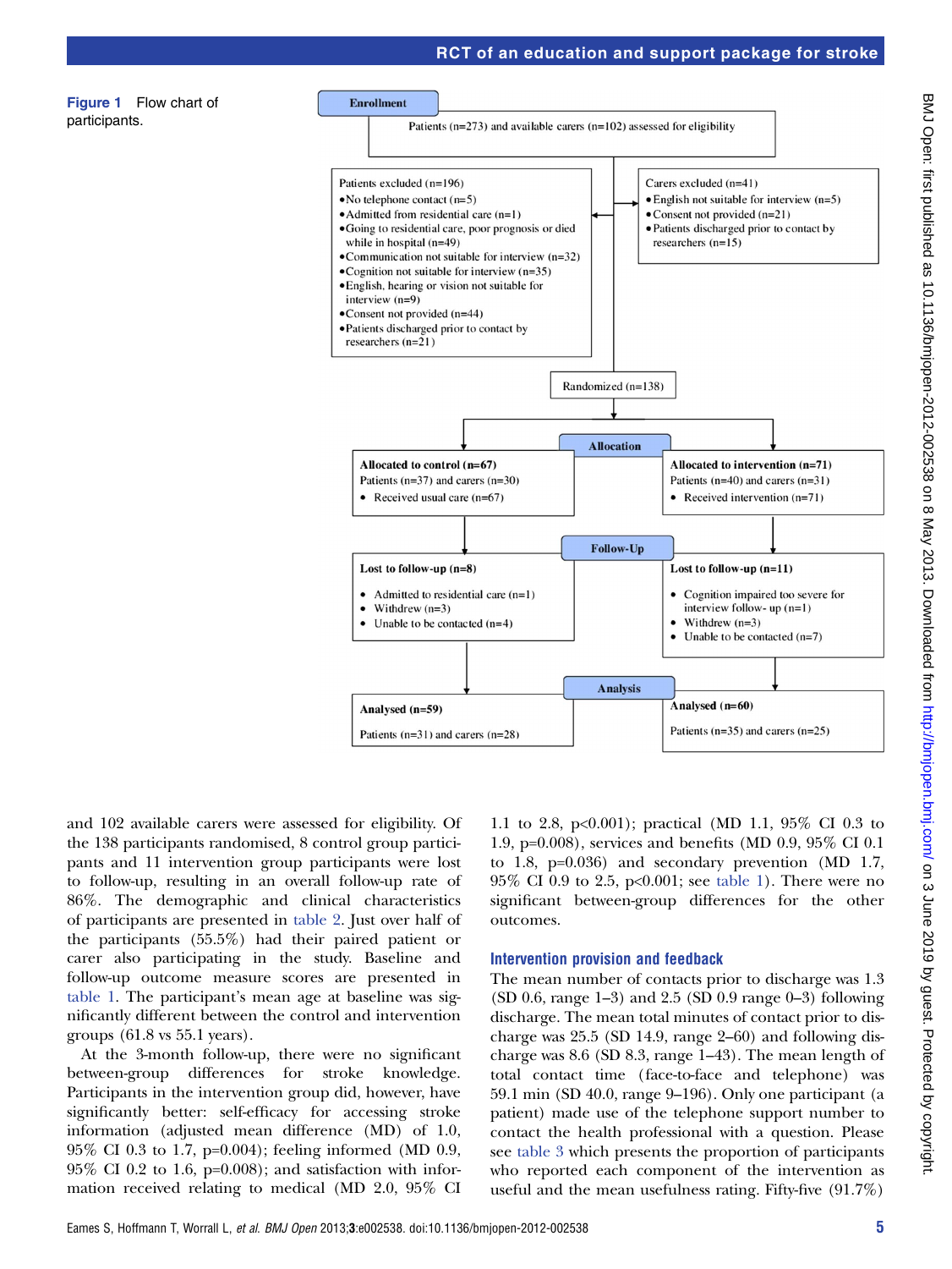**Figure 1** Flow chart of participants.

Enrollment

Patients (n=273) and available carers (n=102) assessed for eligibility

Patients excluded (n=196)
- No telephone contact (n=5)
- Admitted from residential care (n=1)
- Going to residential care, poor prognosis or died while in hospital (n=49)
- Communication not suitable for interview (n=32)
- Cognition not suitable for interview (n=35)
- English, hearing or vision not suitable for interview (n=9)
- Consent not provided (n=44)
- Patients discharged prior to contact by researchers (n=21)

Carers excluded (n=41)
- English not suitable for interview (n=5)
- Consent not provided (n=21)
- Patients discharged prior to contact by researchers (n=15)

Randomized (n=138)

Allocation

**Allocated to control (n=67)**
Patients (n=37) and carers (n=30)
- Received usual care (n=67)

**Allocated to intervention (n=71)**
Patients (n=40) and carers (n=31)
- Received intervention (n=71)

Follow-Up

**Lost to follow-up (n=8)**
- Admitted to residential care (n=1)
- Withdrew (n=3)
- Unable to be contacted (n=4)

**Lost to follow-up (n=11)**
- Cognition impaired too severe for interview follow- up (n=1)
- Withdrew (n=3)
- Unable to be contacted (n=7)

Analysis

**Analysed (n=59)**
Patients (n=31) and carers (n=28)

**Analysed (n=60)**
Patients (n=35) and carers (n=25)

and 102 available carers were assessed for eligibility. Of the 138 participants randomised, 8 control group participants and 11 intervention group participants were lost to follow-up, resulting in an overall follow-up rate of 86%. The demographic and clinical characteristics of participants are presented in table 2. Just over half of the participants (55.5%) had their paired patient or carer also participating in the study. Baseline and follow-up outcome measure scores are presented in table 1. The participant's mean age at baseline was significantly different between the control and intervention groups (61.8 vs 55.1 years).

At the 3-month follow-up, there were no significant between-group differences for stroke knowledge. Participants in the intervention group did, however, have significantly better: self-efficacy for accessing stroke information (adjusted mean difference (MD) of 1.0, 95% CI 0.3 to 1.7, p=0.004); feeling informed (MD 0.9, 95% CI 0.2 to 1.6, p=0.008); and satisfaction with information received relating to medical (MD 2.0, 95% CI 1.1 to 2.8, p<0.001); practical (MD 1.1, 95% CI 0.3 to 1.9, p=0.008), services and benefits (MD 0.9, 95% CI 0.1 to 1.8, p=0.036) and secondary prevention (MD 1.7, 95% CI 0.9 to 2.5, p<0.001; see table 1). There were no significant between-group differences for the other outcomes.

## Intervention provision and feedback

The mean number of contacts prior to discharge was 1.3 (SD 0.6, range 1–3) and 2.5 (SD 0.9 range 0–3) following discharge. The mean total minutes of contact prior to discharge was 25.5 (SD 14.9, range 2–60) and following discharge was 8.6 (SD 8.3, range 1–43). The mean length of total contact time (face-to-face and telephone) was 59.1 min (SD 40.0, range 9–196). Only one participant (a patient) made use of the telephone support number to contact the health professional with a question. Please see table 3 which presents the proportion of participants who reported each component of the intervention as useful and the mean usefulness rating. Fifty-five (91.7%)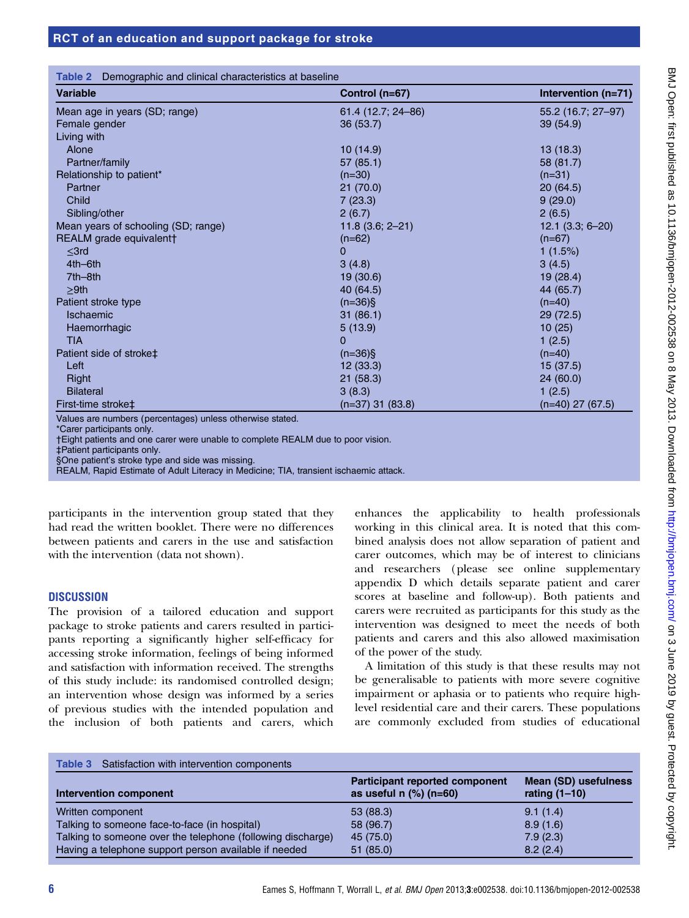**Table 2** Demographic and clinical characteristics at baseline

| Variable | Control (n=67) | Intervention (n=71) |
|---|---|---|
| Mean age in years (SD; range) | 61.4 (12.7; 24–86) | 55.2 (16.7; 27–97) |
| Female gender | 36 (53.7) | 39 (54.9) |
| Living with | | |
| Alone | 10 (14.9) | 13 (18.3) |
| Partner/family | 57 (85.1) | 58 (81.7) |
| Relationship to patient* | (n=30) | (n=31) |
| Partner | 21 (70.0) | 20 (64.5) |
| Child | 7 (23.3) | 9 (29.0) |
| Sibling/other | 2 (6.7) | 2 (6.5) |
| Mean years of schooling (SD; range) | 11.8 (3.6; 2–21) | 12.1 (3.3; 6–20) |
| REALM grade equivalent† | (n=62) | (n=67) |
| ≤3rd | 0 | 1 (1.5%) |
| 4th–6th | 3 (4.8) | 3 (4.5) |
| 7th–8th | 19 (30.6) | 19 (28.4) |
| ≥9th | 40 (64.5) | 44 (65.7) |
| Patient stroke type | (n=36)§ | (n=40) |
| Ischaemic | 31 (86.1) | 29 (72.5) |
| Haemorrhagic | 5 (13.9) | 10 (25) |
| TIA | 0 | 1 (2.5) |
| Patient side of stroke‡ | (n=36)§ | (n=40) |
| Left | 12 (33.3) | 15 (37.5) |
| Right | 21 (58.3) | 24 (60.0) |
| Bilateral | 3 (8.3) | 1 (2.5) |
| First-time stroke‡ | (n=37) 31 (83.8) | (n=40) 27 (67.5) |

Values are numbers (percentages) unless otherwise stated.
*Carer participants only.
†Eight patients and one carer were unable to complete REALM due to poor vision.
‡Patient participants only.
§One patient's stroke type and side was missing.
REALM, Rapid Estimate of Adult Literacy in Medicine; TIA, transient ischaemic attack.

participants in the intervention group stated that they had read the written booklet. There were no differences between patients and carers in the use and satisfaction with the intervention (data not shown).

## DISCUSSION

The provision of a tailored education and support package to stroke patients and carers resulted in participants reporting a significantly higher self-efficacy for accessing stroke information, feelings of being informed and satisfaction with information received. The strengths of this study include: its randomised controlled design; an intervention whose design was informed by a series of previous studies with the intended population and the inclusion of both patients and carers, which enhances the applicability to health professionals working in this clinical area. It is noted that this combined analysis does not allow separation of patient and carer outcomes, which may be of interest to clinicians and researchers (please see online supplementary appendix D which details separate patient and carer scores at baseline and follow-up). Both patients and carers were recruited as participants for this study as the intervention was designed to meet the needs of both patients and carers and this also allowed maximisation of the power of the study.

A limitation of this study is that these results may not be generalisable to patients with more severe cognitive impairment or aphasia or to patients who require high-level residential care and their carers. These populations are commonly excluded from studies of educational

**Table 3** Satisfaction with intervention components

| Intervention component | Participant reported component as useful n (%) (n=60) | Mean (SD) usefulness rating (1–10) |
|---|---|---|
| Written component | 53 (88.3) | 9.1 (1.4) |
| Talking to someone face-to-face (in hospital) | 58 (96.7) | 8.9 (1.6) |
| Talking to someone over the telephone (following discharge) | 45 (75.0) | 7.9 (2.3) |
| Having a telephone support person available if needed | 51 (85.0) | 8.2 (2.4) |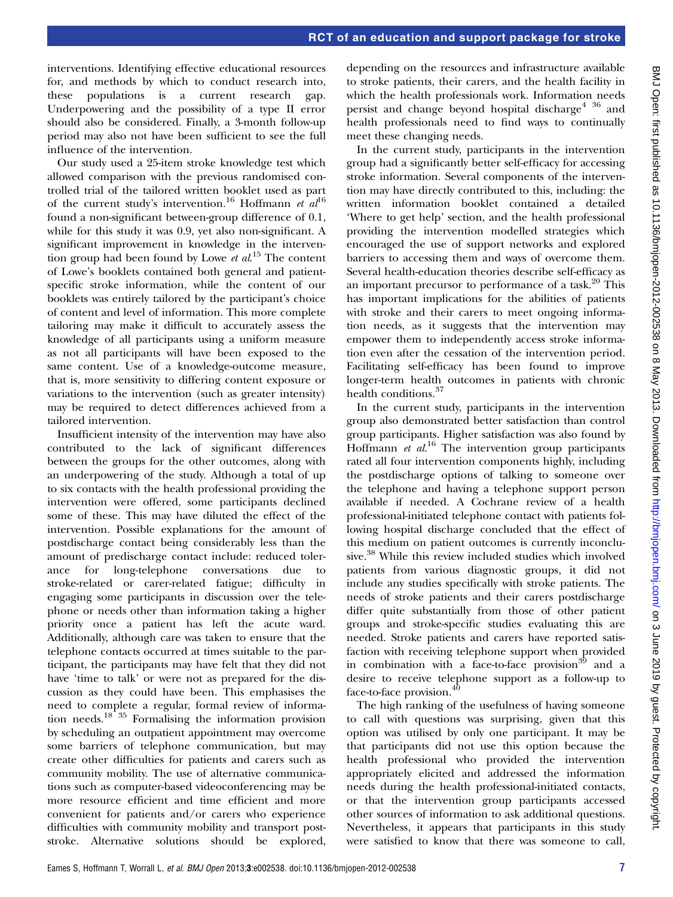interventions. Identifying effective educational resources for, and methods by which to conduct research into, these populations is a current research gap. Underpowering and the possibility of a type II error should also be considered. Finally, a 3-month follow-up period may also not have been sufficient to see the full influence of the intervention.

Our study used a 25-item stroke knowledge test which allowed comparison with the previous randomised controlled trial of the tailored written booklet used as part of the current study's intervention.[16] Hoffmann *et al*[16] found a non-significant between-group difference of 0.1, while for this study it was 0.9, yet also non-significant. A significant improvement in knowledge in the intervention group had been found by Lowe *et al*.[15] The content of Lowe's booklets contained both general and patient-specific stroke information, while the content of our booklets was entirely tailored by the participant's choice of content and level of information. This more complete tailoring may make it difficult to accurately assess the knowledge of all participants using a uniform measure as not all participants will have been exposed to the same content. Use of a knowledge-outcome measure, that is, more sensitivity to differing content exposure or variations to the intervention (such as greater intensity) may be required to detect differences achieved from a tailored intervention.

Insufficient intensity of the intervention may have also contributed to the lack of significant differences between the groups for the other outcomes, along with an underpowering of the study. Although a total of up to six contacts with the health professional providing the intervention were offered, some participants declined some of these. This may have diluted the effect of the intervention. Possible explanations for the amount of postdischarge contact being considerably less than the amount of predischarge contact include: reduced tolerance for long-telephone conversations due to stroke-related or carer-related fatigue; difficulty in engaging some participants in discussion over the telephone or needs other than information taking a higher priority once a patient has left the acute ward. Additionally, although care was taken to ensure that the telephone contacts occurred at times suitable to the participant, the participants may have felt that they did not have 'time to talk' or were not as prepared for the discussion as they could have been. This emphasises the need to complete a regular, formal review of information needs.[18 35] Formalising the information provision by scheduling an outpatient appointment may overcome some barriers of telephone communication, but may create other difficulties for patients and carers such as community mobility. The use of alternative communications such as computer-based videoconferencing may be more resource efficient and time efficient and more convenient for patients and/or carers who experience difficulties with community mobility and transport poststroke. Alternative solutions should be explored, depending on the resources and infrastructure available to stroke patients, their carers, and the health facility in which the health professionals work. Information needs persist and change beyond hospital discharge[4 36] and health professionals need to find ways to continually meet these changing needs.

In the current study, participants in the intervention group had a significantly better self-efficacy for accessing stroke information. Several components of the intervention may have directly contributed to this, including: the written information booklet contained a detailed 'Where to get help' section, and the health professional providing the intervention modelled strategies which encouraged the use of support networks and explored barriers to accessing them and ways of overcome them. Several health-education theories describe self-efficacy as an important precursor to performance of a task.[20] This has important implications for the abilities of patients with stroke and their carers to meet ongoing information needs, as it suggests that the intervention may empower them to independently access stroke information even after the cessation of the intervention period. Facilitating self-efficacy has been found to improve longer-term health outcomes in patients with chronic health conditions.[37]

In the current study, participants in the intervention group also demonstrated better satisfaction than control group participants. Higher satisfaction was also found by Hoffmann *et al*.[16] The intervention group participants rated all four intervention components highly, including the postdischarge options of talking to someone over the telephone and having a telephone support person available if needed. A Cochrane review of a health professional-initiated telephone contact with patients following hospital discharge concluded that the effect of this medium on patient outcomes is currently inconclusive.[38] While this review included studies which involved patients from various diagnostic groups, it did not include any studies specifically with stroke patients. The needs of stroke patients and their carers postdischarge differ quite substantially from those of other patient groups and stroke-specific studies evaluating this are needed. Stroke patients and carers have reported satisfaction with receiving telephone support when provided in combination with a face-to-face provision[39] and a desire to receive telephone support as a follow-up to face-to-face provision.[40]

The high ranking of the usefulness of having someone to call with questions was surprising, given that this option was utilised by only one participant. It may be that participants did not use this option because the health professional who provided the intervention appropriately elicited and addressed the information needs during the health professional-initiated contacts, or that the intervention group participants accessed other sources of information to ask additional questions. Nevertheless, it appears that participants in this study were satisfied to know that there was someone to call,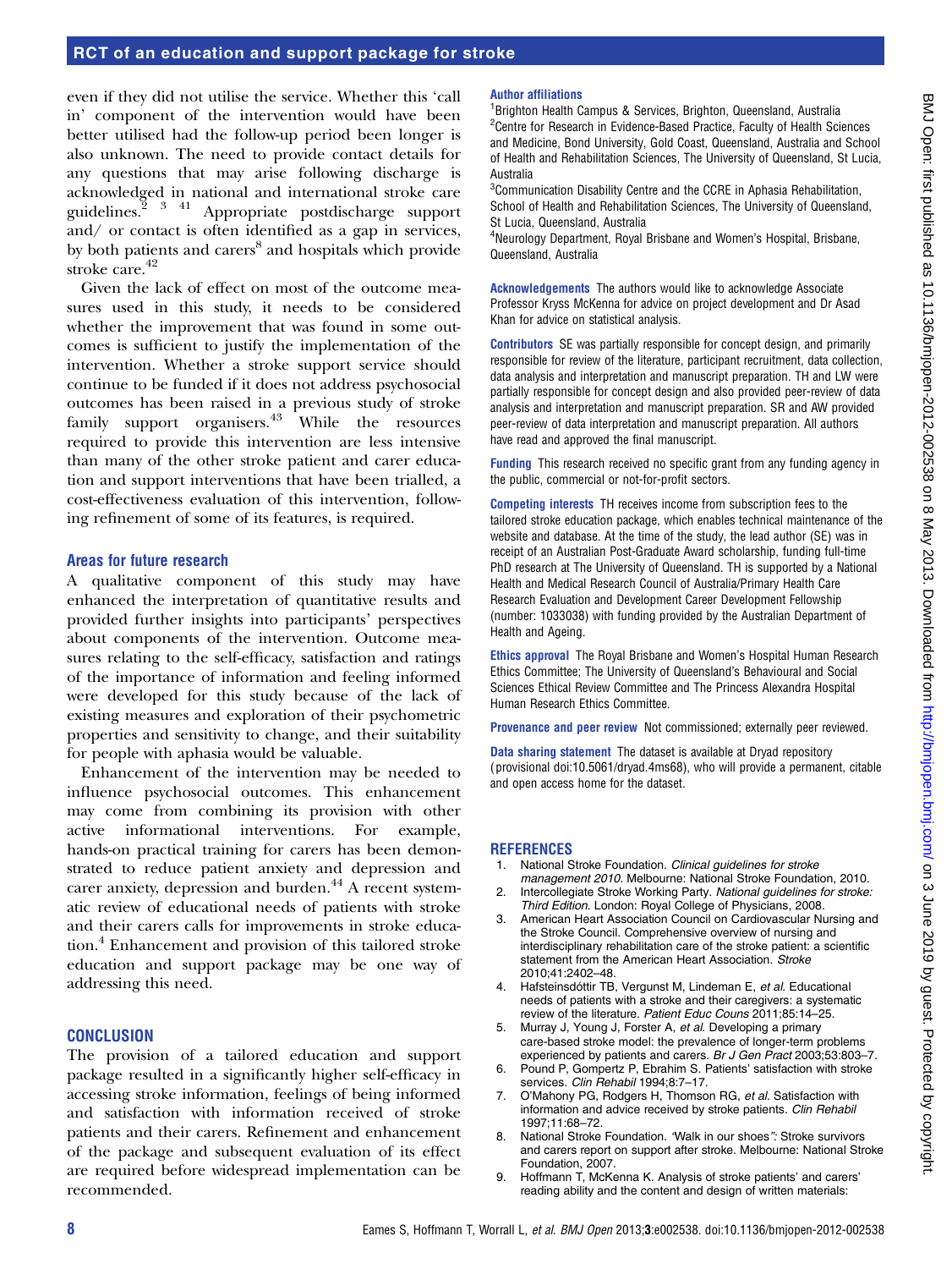even if they did not utilise the service. Whether this 'call in' component of the intervention would have been better utilised had the follow-up period been longer is also unknown. The need to provide contact details for any questions that may arise following discharge is acknowledged in national and international stroke care guidelines.[2 3 41] Appropriate postdischarge support and/ or contact is often identified as a gap in services, by both patients and carers[8] and hospitals which provide stroke care.[42]

Given the lack of effect on most of the outcome measures used in this study, it needs to be considered whether the improvement that was found in some outcomes is sufficient to justify the implementation of the intervention. Whether a stroke support service should continue to be funded if it does not address psychosocial outcomes has been raised in a previous study of stroke family support organisers.[43] While the resources required to provide this intervention are less intensive than many of the other stroke patient and carer education and support interventions that have been trialled, a cost-effectiveness evaluation of this intervention, following refinement of some of its features, is required.

## Areas for future research

A qualitative component of this study may have enhanced the interpretation of quantitative results and provided further insights into participants' perspectives about components of the intervention. Outcome measures relating to the self-efficacy, satisfaction and ratings of the importance of information and feeling informed were developed for this study because of the lack of existing measures and exploration of their psychometric properties and sensitivity to change, and their suitability for people with aphasia would be valuable.

Enhancement of the intervention may be needed to influence psychosocial outcomes. This enhancement may come from combining its provision with other active informational interventions. For example, hands-on practical training for carers has been demonstrated to reduce patient anxiety and depression and carer anxiety, depression and burden.[44] A recent systematic review of educational needs of patients with stroke and their carers calls for improvements in stroke education.[4] Enhancement and provision of this tailored stroke education and support package may be one way of addressing this need.

## CONCLUSION

The provision of a tailored education and support package resulted in a significantly higher self-efficacy in accessing stroke information, feelings of being informed and satisfaction with information received of stroke patients and their carers. Refinement and enhancement of the package and subsequent evaluation of its effect are required before widespread implementation can be recommended.

**Author affiliations**

[1]Brighton Health Campus & Services, Brighton, Queensland, Australia
[2]Centre for Research in Evidence-Based Practice, Faculty of Health Sciences and Medicine, Bond University, Gold Coast, Queensland, Australia and School of Health and Rehabilitation Sciences, The University of Queensland, St Lucia, Australia
[3]Communication Disability Centre and the CCRE in Aphasia Rehabilitation, School of Health and Rehabilitation Sciences, The University of Queensland, St Lucia, Queensland, Australia
[4]Neurology Department, Royal Brisbane and Women's Hospital, Brisbane, Queensland, Australia

**Acknowledgements** The authors would like to acknowledge Associate Professor Kryss McKenna for advice on project development and Dr Asad Khan for advice on statistical analysis.

**Contributors** SE was partially responsible for concept design, and primarily responsible for review of the literature, participant recruitment, data collection, data analysis and interpretation and manuscript preparation. TH and LW were partially responsible for concept design and also provided peer-review of data analysis and interpretation and manuscript preparation. SR and AW provided peer-review of data interpretation and manuscript preparation. All authors have read and approved the final manuscript.

**Funding** This research received no specific grant from any funding agency in the public, commercial or not-for-profit sectors.

**Competing interests** TH receives income from subscription fees to the tailored stroke education package, which enables technical maintenance of the website and database. At the time of the study, the lead author (SE) was in receipt of an Australian Post-Graduate Award scholarship, funding full-time PhD research at The University of Queensland. TH is supported by a National Health and Medical Research Council of Australia/Primary Health Care Research Evaluation and Development Career Development Fellowship (number: 1033038) with funding provided by the Australian Department of Health and Ageing.

**Ethics approval** The Royal Brisbane and Women's Hospital Human Research Ethics Committee; The University of Queensland's Behavioural and Social Sciences Ethical Review Committee and The Princess Alexandra Hospital Human Research Ethics Committee.

**Provenance and peer review** Not commissioned; externally peer reviewed.

**Data sharing statement** The dataset is available at Dryad repository (provisional doi:10.5061/dryad.4ms68), who will provide a permanent, citable and open access home for the dataset.

## REFERENCES

1. National Stroke Foundation. *Clinical guidelines for stroke management 2010*. Melbourne: National Stroke Foundation, 2010.
2. Intercollegiate Stroke Working Party. *National guidelines for stroke: Third Edition*. London: Royal College of Physicians, 2008.
3. American Heart Association Council on Cardiovascular Nursing and the Stroke Council. Comprehensive overview of nursing and interdisciplinary rehabilitation care of the stroke patient: a scientific statement from the American Heart Association. *Stroke* 2010;41:2402–48.
4. Hafsteinsdóttir TB, Vergunst M, Lindeman E, *et al*. Educational needs of patients with a stroke and their caregivers: a systematic review of the literature. *Patient Educ Couns* 2011;85:14–25.
5. Murray J, Young J, Forster A, *et al*. Developing a primary care-based stroke model: the prevalence of longer-term problems experienced by patients and carers. *Br J Gen Pract* 2003;53:803–7.
6. Pound P, Gompertz P, Ebrahim S. Patients' satisfaction with stroke services. *Clin Rehabil* 1994;8:7–17.
7. O'Mahony PG, Rodgers H, Thomson RG, *et al*. Satisfaction with information and advice received by stroke patients. *Clin Rehabil* 1997;11:68–72.
8. National Stroke Foundation. 'Walk in our shoes": Stroke survivors and carers report on support after stroke. Melbourne: National Stroke Foundation, 2007.
9. Hoffmann T, McKenna K. Analysis of stroke patients' and carers' reading ability and the content and design of written materials: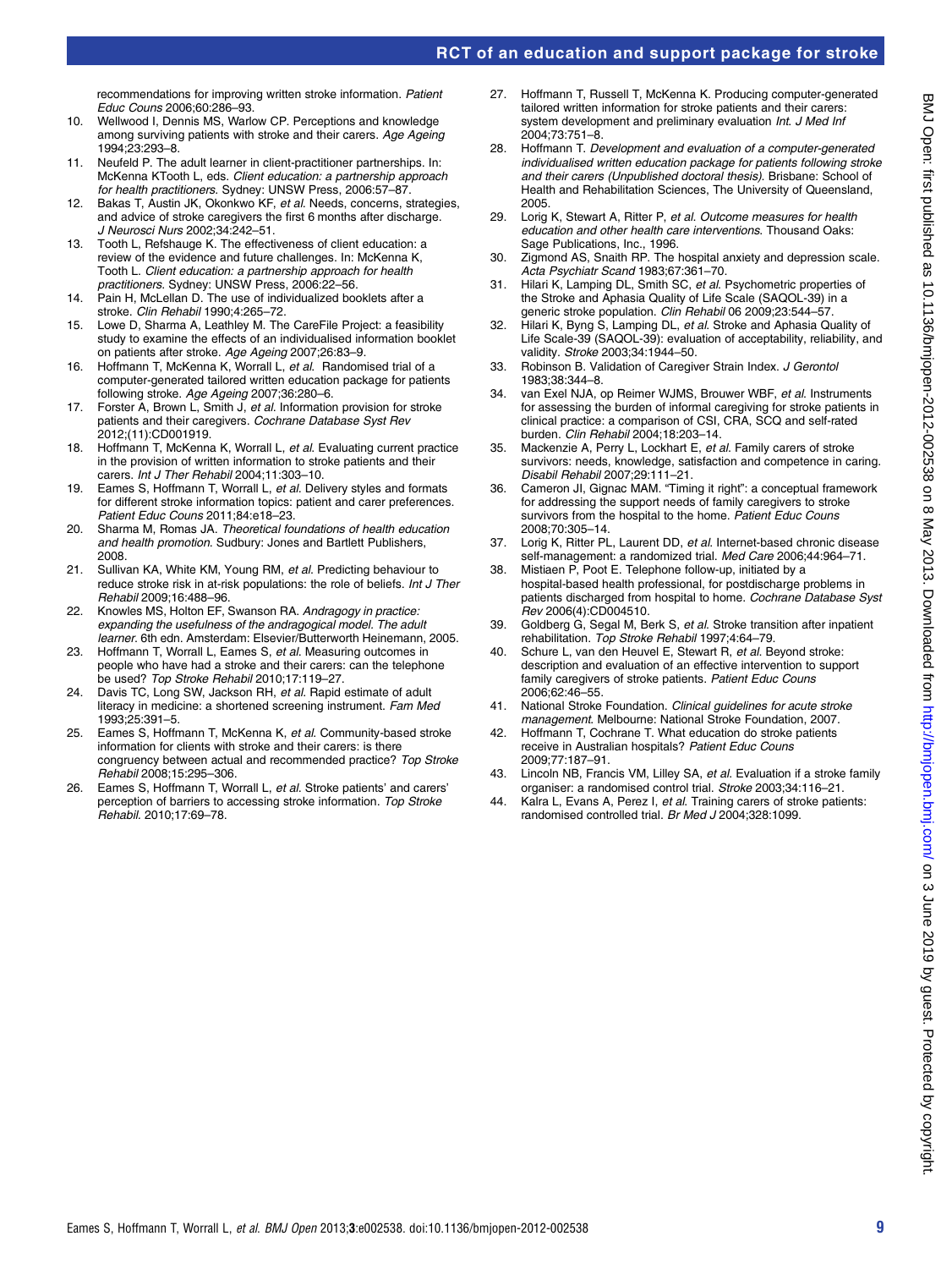recommendations for improving written stroke information. *Patient Educ Couns* 2006;60:286–93.

10. Wellwood I, Dennis MS, Warlow CP. Perceptions and knowledge among surviving patients with stroke and their carers. *Age Ageing* 1994;23:293–8.
11. Neufeld P. The adult learner in client-practitioner partnerships. In: McKenna KTooth L, eds. *Client education: a partnership approach for health practitioners*. Sydney: UNSW Press, 2006:57–87.
12. Bakas T, Austin JK, Okonkwo KF, *et al*. Needs, concerns, strategies, and advice of stroke caregivers the first 6 months after discharge. *J Neurosci Nurs* 2002;34:242–51.
13. Tooth L, Refshauge K. The effectiveness of client education: a review of the evidence and future challenges. In: McKenna K, Tooth L. *Client education: a partnership approach for health practitioners*. Sydney: UNSW Press, 2006:22–56.
14. Pain H, McLellan D. The use of individualized booklets after a stroke. *Clin Rehabil* 1990;4:265–72.
15. Lowe D, Sharma A, Leathley M. The CareFile Project: a feasibility study to examine the effects of an individualised information booklet on patients after stroke. *Age Ageing* 2007;26:83–9.
16. Hoffmann T, McKenna K, Worrall L, *et al*. Randomised trial of a computer-generated tailored written education package for patients following stroke. *Age Ageing* 2007;36:280–6.
17. Forster A, Brown L, Smith J, *et al*. Information provision for stroke patients and their caregivers. *Cochrane Database Syst Rev* 2012;(11):CD001919.
18. Hoffmann T, McKenna K, Worrall L, *et al*. Evaluating current practice in the provision of written information to stroke patients and their carers. *Int J Ther Rehabil* 2004;11:303–10.
19. Eames S, Hoffmann T, Worrall L, *et al*. Delivery styles and formats for different stroke information topics: patient and carer preferences. *Patient Educ Couns* 2011;84:e18–23.
20. Sharma M, Romas JA. *Theoretical foundations of health education and health promotion*. Sudbury: Jones and Bartlett Publishers, 2008.
21. Sullivan KA, White KM, Young RM, *et al*. Predicting behaviour to reduce stroke risk in at-risk populations: the role of beliefs. *Int J Ther Rehabil* 2009;16:488–96.
22. Knowles MS, Holton EF, Swanson RA. *Andragogy in practice: expanding the usefulness of the andragogical model. The adult learner*. 6th edn. Amsterdam: Elsevier/Butterworth Heinemann, 2005.
23. Hoffmann T, Worrall L, Eames S, *et al*. Measuring outcomes in people who have had a stroke and their carers: can the telephone be used? *Top Stroke Rehabil* 2010;17:119–27.
24. Davis TC, Long SW, Jackson RH, *et al*. Rapid estimate of adult literacy in medicine: a shortened screening instrument. *Fam Med* 1993;25:391–5.
25. Eames S, Hoffmann T, McKenna K, *et al*. Community-based stroke information for clients with stroke and their carers: is there congruency between actual and recommended practice? *Top Stroke Rehabil* 2008;15:295–306.
26. Eames S, Hoffmann T, Worrall L, *et al*. Stroke patients' and carers' perception of barriers to accessing stroke information. *Top Stroke Rehabil*. 2010;17:69–78.
27. Hoffmann T, Russell T, McKenna K. Producing computer-generated tailored written information for stroke patients and their carers: system development and preliminary evaluation *Int. J Med Inf* 2004;73:751–8.
28. Hoffmann T. *Development and evaluation of a computer-generated individualised written education package for patients following stroke and their carers (Unpublished doctoral thesis)*. Brisbane: School of Health and Rehabilitation Sciences, The University of Queensland, 2005.
29. Lorig K, Stewart A, Ritter P, *et al*. *Outcome measures for health education and other health care interventions*. Thousand Oaks: Sage Publications, Inc., 1996.
30. Zigmond AS, Snaith RP. The hospital anxiety and depression scale. *Acta Psychiatr Scand* 1983;67:361–70.
31. Hilari K, Lamping DL, Smith SC, *et al*. Psychometric properties of the Stroke and Aphasia Quality of Life Scale (SAQOL-39) in a generic stroke population. *Clin Rehabil* 06 2009;23:544–57.
32. Hilari K, Byng S, Lamping DL, *et al*. Stroke and Aphasia Quality of Life Scale-39 (SAQOL-39): evaluation of acceptability, reliability, and validity. *Stroke* 2003;34:1944–50.
33. Robinson B. Validation of Caregiver Strain Index. *J Gerontol* 1983;38:344–8.
34. van Exel NJA, op Reimer WJMS, Brouwer WBF, *et al*. Instruments for assessing the burden of informal caregiving for stroke patients in clinical practice: a comparison of CSI, CRA, SCQ and self-rated burden. *Clin Rehabil* 2004;18:203–14.
35. Mackenzie A, Perry L, Lockhart E, *et al*. Family carers of stroke survivors: needs, knowledge, satisfaction and competence in caring. *Disabil Rehabil* 2007;29:111–21.
36. Cameron JI, Gignac MAM. "Timing it right": a conceptual framework for addressing the support needs of family caregivers to stroke survivors from the hospital to the home. *Patient Educ Couns* 2008;70:305–14.
37. Lorig K, Ritter PL, Laurent DD, *et al*. Internet-based chronic disease self-management: a randomized trial. *Med Care* 2006;44:964–71.
38. Mistiaen P, Poot E. Telephone follow-up, initiated by a hospital-based health professional, for postdischarge problems in patients discharged from hospital to home. *Cochrane Database Syst Rev* 2006(4):CD004510.
39. Goldberg G, Segal M, Berk S, *et al*. Stroke transition after inpatient rehabilitation. *Top Stroke Rehabil* 1997;4:64–79.
40. Schure L, van den Heuvel E, Stewart R, *et al*. Beyond stroke: description and evaluation of an effective intervention to support family caregivers of stroke patients. *Patient Educ Couns* 2006;62:46–55.
41. National Stroke Foundation. *Clinical guidelines for acute stroke management*. Melbourne: National Stroke Foundation, 2007.
42. Hoffmann T, Cochrane T. What education do stroke patients receive in Australian hospitals? *Patient Educ Couns* 2009;77:187–91.
43. Lincoln NB, Francis VM, Lilley SA, *et al*. Evaluation if a stroke family organiser: a randomised control trial. *Stroke* 2003;34:116–21.
44. Kalra L, Evans A, Perez I, *et al*. Training carers of stroke patients: randomised controlled trial. *Br Med J* 2004;328:1099.